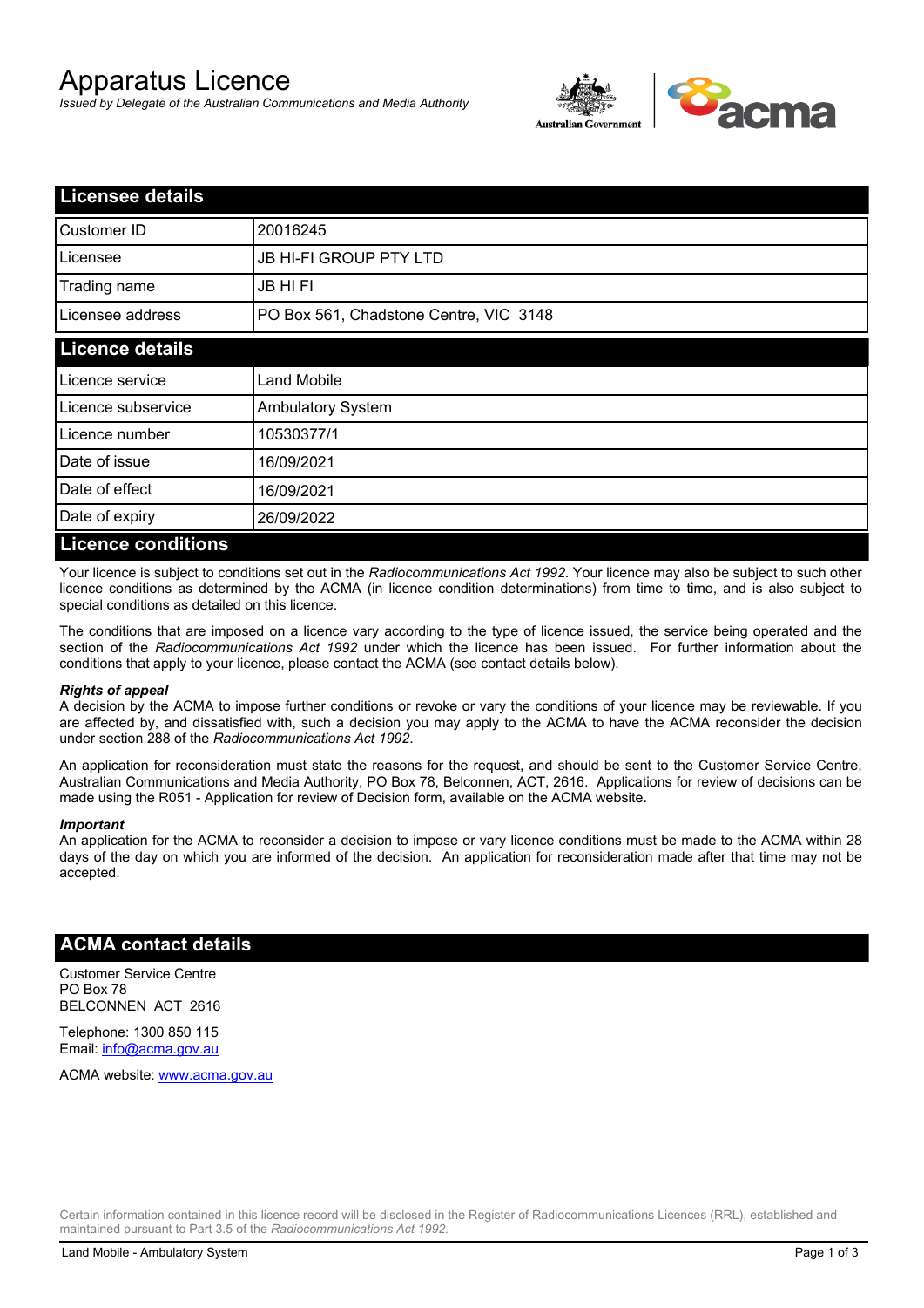# Apparatus Licence

*Issued by Delegate of the Australian Communications and Media Authority*

## Licensee details

| | |
|---|---|
| Customer ID | 20016245 |
| Licensee | JB HI-FI GROUP PTY LTD |
| Trading name | JB HI FI |
| Licensee address | PO Box 561, Chadstone Centre, VIC 3148 |

## Licence details

| | |
|---|---|
| Licence service | Land Mobile |
| Licence subservice | Ambulatory System |
| Licence number | 10530377/1 |
| Date of issue | 16/09/2021 |
| Date of effect | 16/09/2021 |
| Date of expiry | 26/09/2022 |

## Licence conditions

Your licence is subject to conditions set out in the *Radiocommunications Act 1992*. Your licence may also be subject to such other licence conditions as determined by the ACMA (in licence condition determinations) from time to time, and is also subject to special conditions as detailed on this licence.

The conditions that are imposed on a licence vary according to the type of licence issued, the service being operated and the section of the *Radiocommunications Act 1992* under which the licence has been issued. For further information about the conditions that apply to your licence, please contact the ACMA (see contact details below).

***Rights of appeal***

A decision by the ACMA to impose further conditions or revoke or vary the conditions of your licence may be reviewable. If you are affected by, and dissatisfied with, such a decision you may apply to the ACMA to have the ACMA reconsider the decision under section 288 of the *Radiocommunications Act 1992*.

An application for reconsideration must state the reasons for the request, and should be sent to the Customer Service Centre, Australian Communications and Media Authority, PO Box 78, Belconnen, ACT, 2616. Applications for review of decisions can be made using the R051 - Application for review of Decision form, available on the ACMA website.

***Important***

An application for the ACMA to reconsider a decision to impose or vary licence conditions must be made to the ACMA within 28 days of the day on which you are informed of the decision. An application for reconsideration made after that time may not be accepted.

## ACMA contact details

Customer Service Centre
PO Box 78
BELCONNEN ACT 2616

Telephone: 1300 850 115
Email: info@acma.gov.au

ACMA website: www.acma.gov.au

Certain information contained in this licence record will be disclosed in the Register of Radiocommunications Licences (RRL), established and maintained pursuant to Part 3.5 of the *Radiocommunications Act 1992.*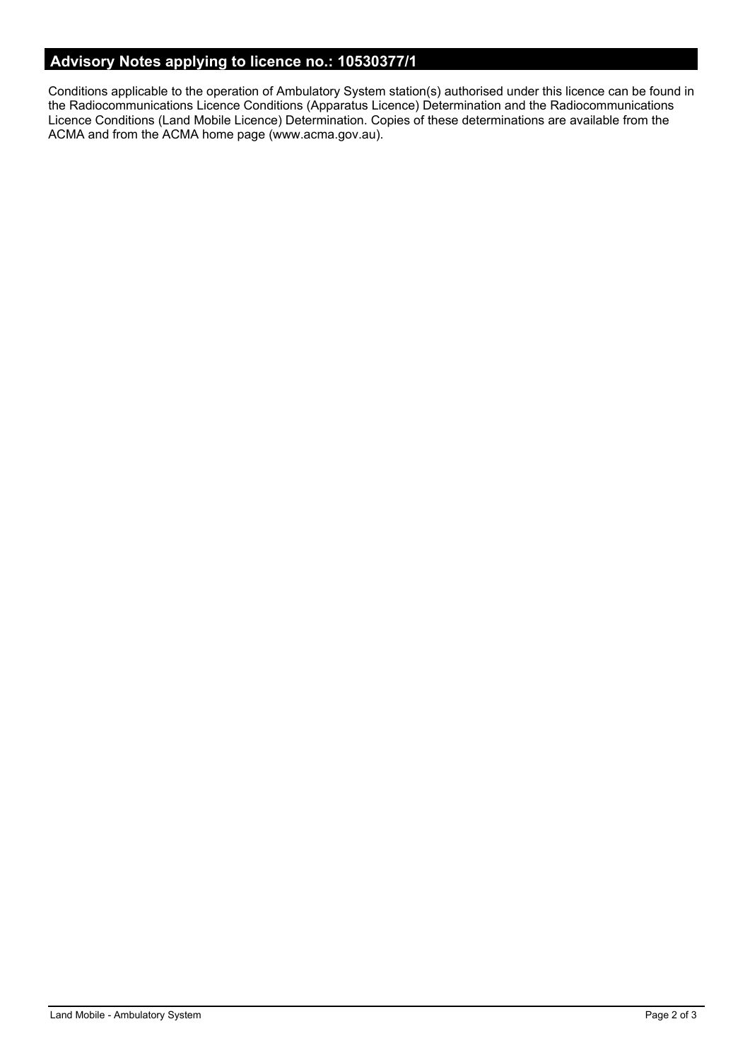## Advisory Notes applying to licence no.: 10530377/1

Conditions applicable to the operation of Ambulatory System station(s) authorised under this licence can be found in the Radiocommunications Licence Conditions (Apparatus Licence) Determination and the Radiocommunications Licence Conditions (Land Mobile Licence) Determination. Copies of these determinations are available from the ACMA and from the ACMA home page (www.acma.gov.au).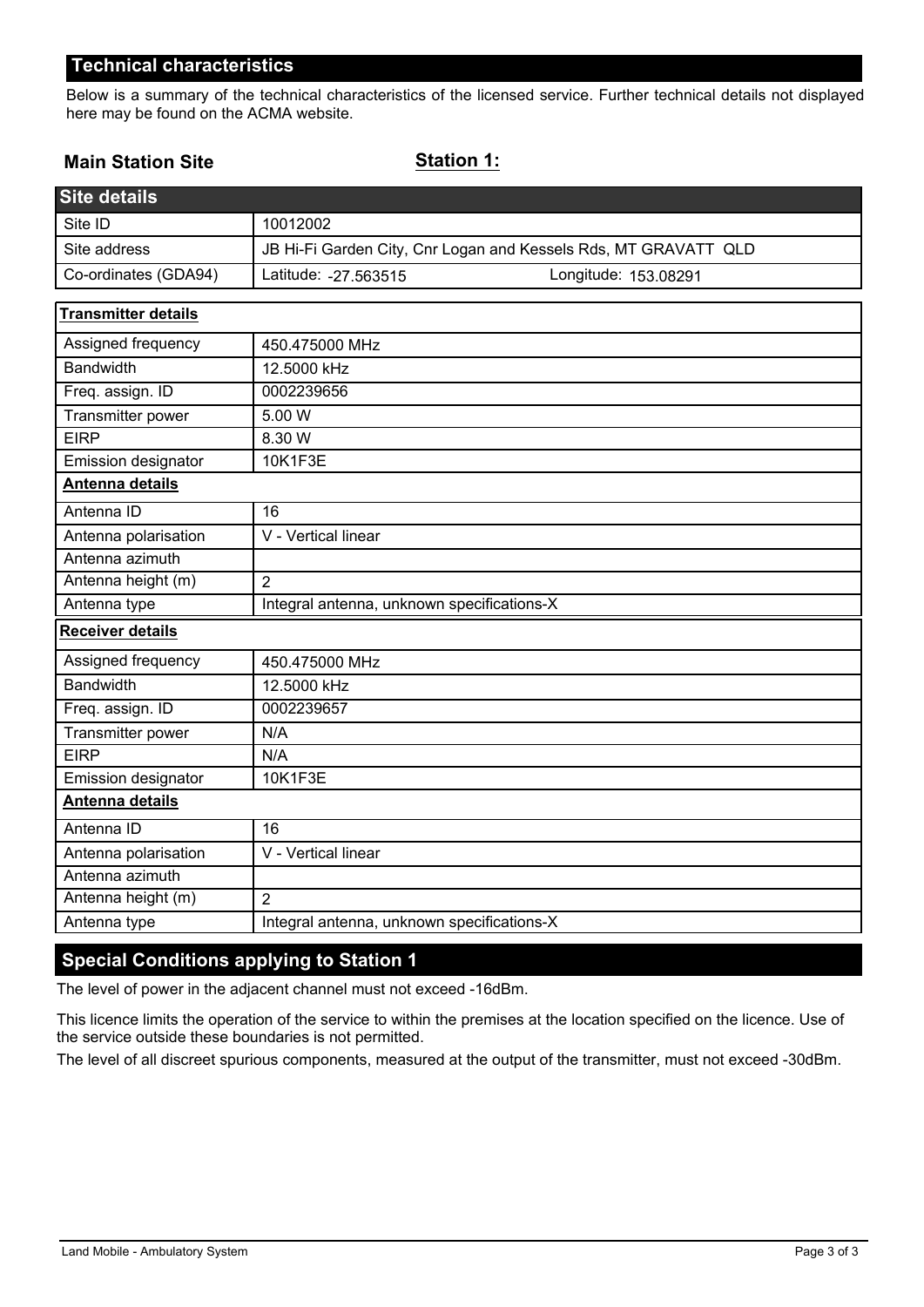## Technical characteristics

Below is a summary of the technical characteristics of the licensed service. Further technical details not displayed here may be found on the ACMA website.

**Main Station Site** **Station 1:**

| Site details | | |
|---|---|---|
| Site ID | 10012002 | |
| Site address | JB Hi-Fi Garden City, Cnr Logan and Kessels Rds, MT GRAVATT QLD | |
| Co-ordinates (GDA94) | Latitude: -27.563515 | Longitude: 153.08291 |

| Transmitter details | |
|---|---|
| Assigned frequency | 450.475000 MHz |
| Bandwidth | 12.5000 kHz |
| Freq. assign. ID | 0002239656 |
| Transmitter power | 5.00 W |
| EIRP | 8.30 W |
| Emission designator | 10K1F3E |
| **Antenna details** | |
| Antenna ID | 16 |
| Antenna polarisation | V - Vertical linear |
| Antenna azimuth | |
| Antenna height (m) | 2 |
| Antenna type | Integral antenna, unknown specifications-X |
| **Receiver details** | |
| Assigned frequency | 450.475000 MHz |
| Bandwidth | 12.5000 kHz |
| Freq. assign. ID | 0002239657 |
| Transmitter power | N/A |
| EIRP | N/A |
| Emission designator | 10K1F3E |
| **Antenna details** | |
| Antenna ID | 16 |
| Antenna polarisation | V - Vertical linear |
| Antenna azimuth | |
| Antenna height (m) | 2 |
| Antenna type | Integral antenna, unknown specifications-X |

## Special Conditions applying to Station 1

The level of power in the adjacent channel must not exceed -16dBm.

This licence limits the operation of the service to within the premises at the location specified on the licence. Use of the service outside these boundaries is not permitted.

The level of all discreet spurious components, measured at the output of the transmitter, must not exceed -30dBm.